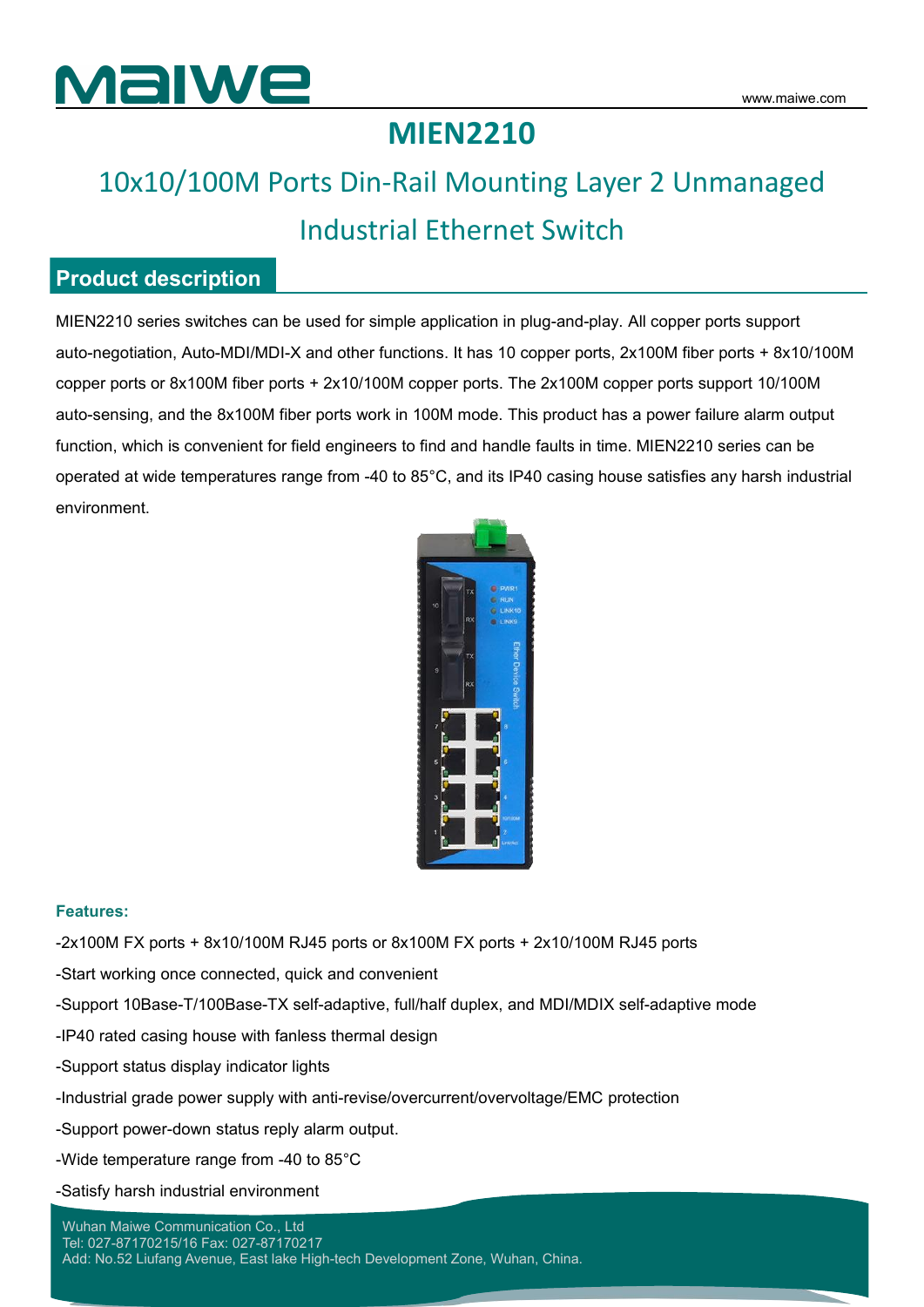# MIEN2210

## 10x10/100M Ports Din-Rail Mounting Layer 2 Unmanaged Industrial Ethernet Switch

## Product description

MIEN2210 series switches can be used for simple application in plug-and-play. All copper ports support auto-negotiation, Auto-MDI/MDI-X and other functions. It has 10 copper ports, 2x100M fiber ports + 8x10/100M copper ports or 8x100M fiber ports + 2x10/100M copper ports. The 2x100M copper ports support 10/100M auto-sensing, and the 8x100M fiber ports work in 100M mode. This product has a power failure alarm output function, which is convenient for field engineers to find and handle faults in time. MIEN2210 series can be operated at wide temperatures range from -40 to 85°C, and its IP40 casing house satisfies any harsh industrial environment.

**Features:**

-2x100M FX ports + 8x10/100M RJ45 ports or 8x100M FX ports + 2x10/100M RJ45 ports

-Start working once connected, quick and convenient

-Support 10Base-T/100Base-TX self-adaptive, full/half duplex, and MDI/MDIX self-adaptive mode

-IP40 rated casing house with fanless thermal design

-Support status display indicator lights

-Industrial grade power supply with anti-revise/overcurrent/overvoltage/EMC protection

-Support power-down status reply alarm output.

-Wide temperature range from -40 to 85°C

-Satisfy harsh industrial environment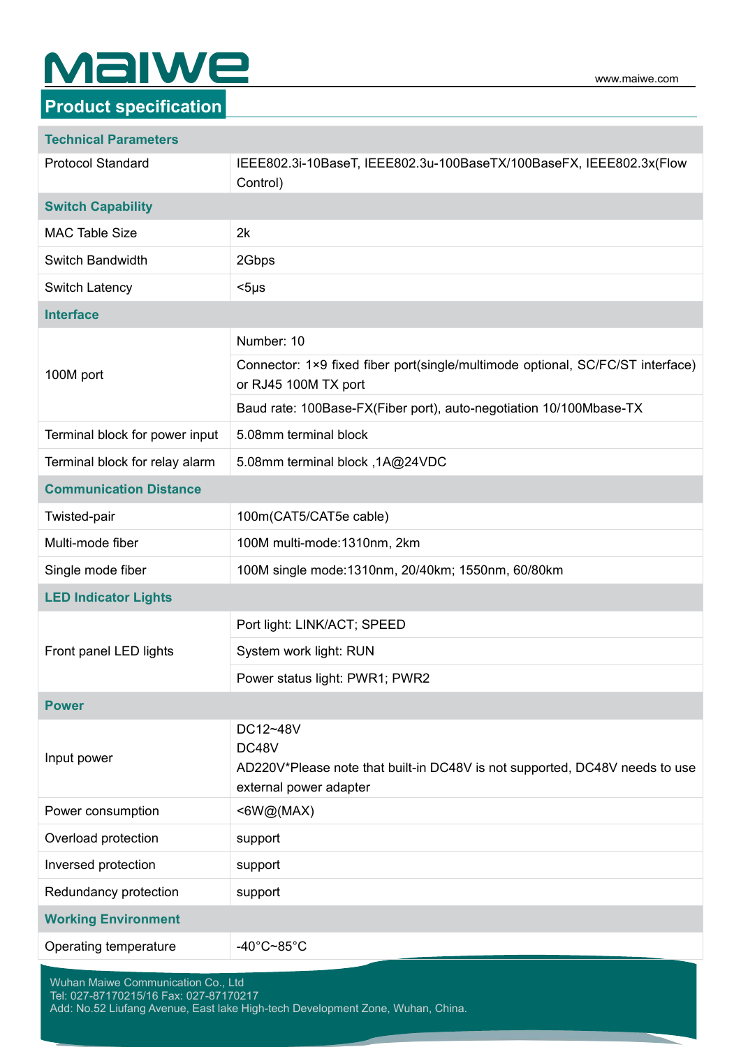## Product specification

| Technical Parameters | |
|---|---|
| Protocol Standard | IEEE802.3i-10BaseT, IEEE802.3u-100BaseTX/100BaseFX, IEEE802.3x(Flow Control) |
| **Switch Capability** | |
| MAC Table Size | 2k |
| Switch Bandwidth | 2Gbps |
| Switch Latency | <5μs |
| **Interface** | |
| 100M port | Number: 10 |
| | Connector: 1×9 fixed fiber port(single/multimode optional, SC/FC/ST interface) or RJ45 100M TX port |
| | Baud rate: 100Base-FX(Fiber port), auto-negotiation 10/100Mbase-TX |
| Terminal block for power input | 5.08mm terminal block |
| Terminal block for relay alarm | 5.08mm terminal block ,1A@24VDC |
| **Communication Distance** | |
| Twisted-pair | 100m(CAT5/CAT5e cable) |
| Multi-mode fiber | 100M multi-mode:1310nm, 2km |
| Single mode fiber | 100M single mode:1310nm, 20/40km; 1550nm, 60/80km |
| **LED Indicator Lights** | |
| Front panel LED lights | Port light: LINK/ACT; SPEED |
| | System work light: RUN |
| | Power status light: PWR1; PWR2 |
| **Power** | |
| Input power | DC12~48V<br>DC48V<br>AD220V*Please note that built-in DC48V is not supported, DC48V needs to use external power adapter |
| Power consumption | <6W@(MAX) |
| Overload protection | support |
| Inversed protection | support |
| Redundancy protection | support |
| **Working Environment** | |
| Operating temperature | -40°C~85°C |

Wuhan Maiwe Communication Co., Ltd
Tel: 027-87170215/16 Fax: 027-87170217
Add: No.52 Liufang Avenue, East lake High-tech Development Zone, Wuhan, China.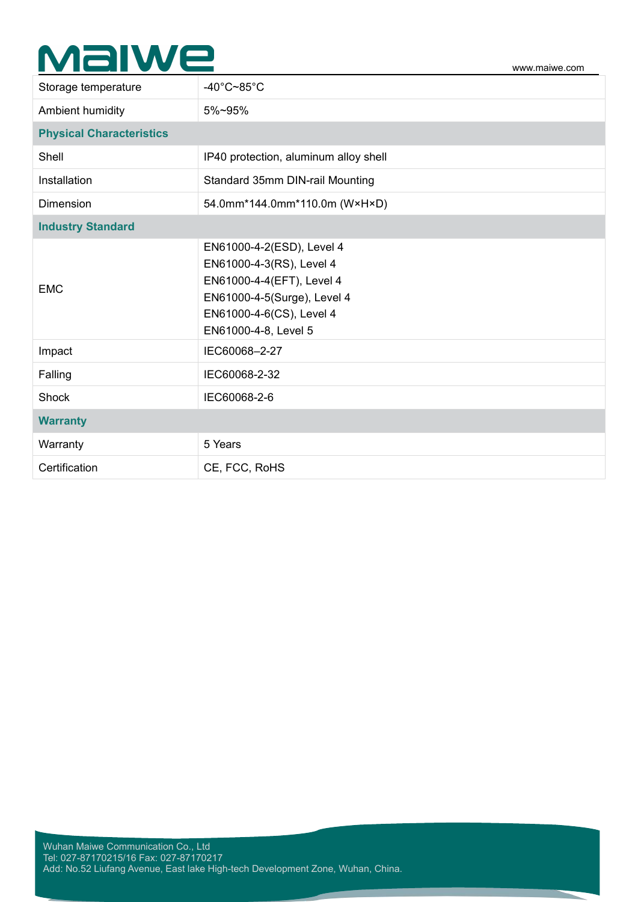| | |
|---|---|
| Storage temperature | -40°C~85°C |
| Ambient humidity | 5%~95% |
| **Physical Characteristics** | |
| Shell | IP40 protection, aluminum alloy shell |
| Installation | Standard 35mm DIN-rail Mounting |
| Dimension | 54.0mm*144.0mm*110.0m (W×H×D) |
| **Industry Standard** | |
| EMC | EN61000-4-2(ESD), Level 4<br>EN61000-4-3(RS), Level 4<br>EN61000-4-4(EFT), Level 4<br>EN61000-4-5(Surge), Level 4<br>EN61000-4-6(CS), Level 4<br>EN61000-4-8, Level 5 |
| Impact | IEC60068–2-27 |
| Falling | IEC60068-2-32 |
| Shock | IEC60068-2-6 |
| **Warranty** | |
| Warranty | 5 Years |
| Certification | CE, FCC, RoHS |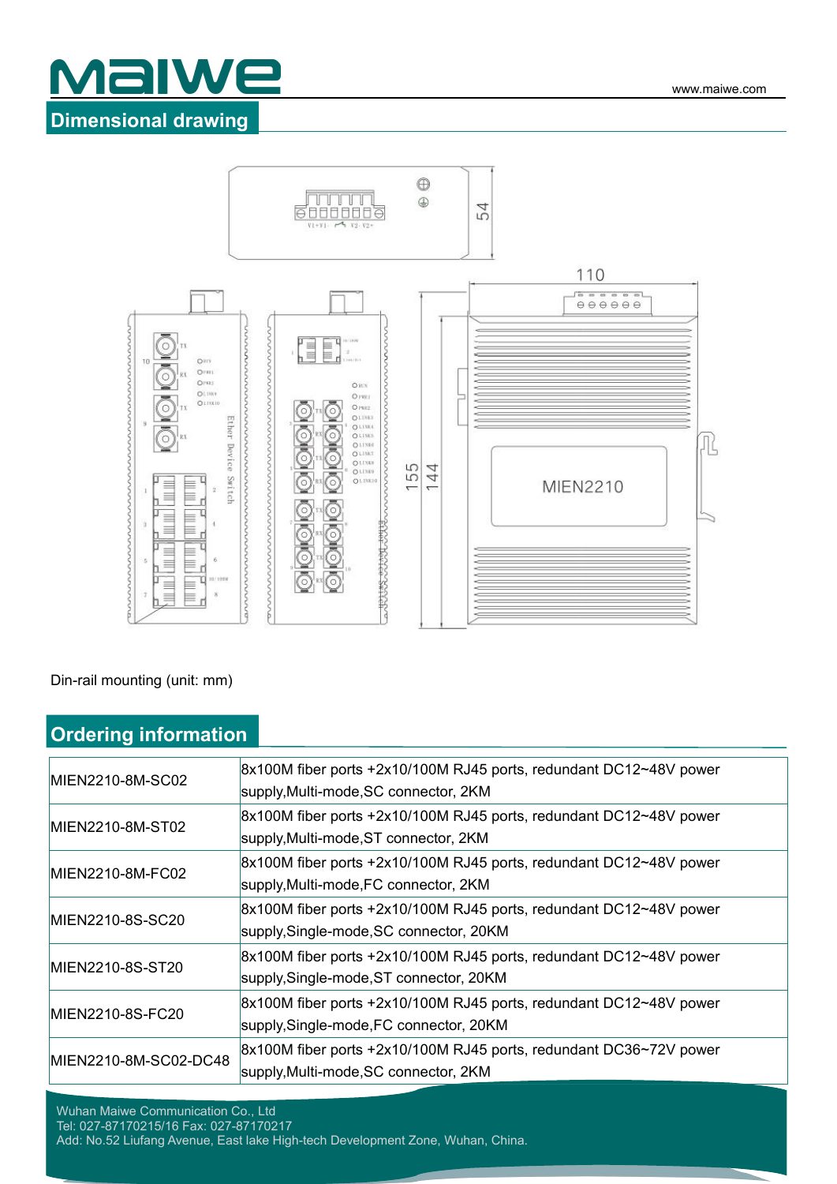## Dimensional drawing

Din-rail mounting (unit: mm)

## Ordering information

| | |
|---|---|
| MIEN2210-8M-SC02 | 8x100M fiber ports +2x10/100M RJ45 ports, redundant DC12~48V power supply,Multi-mode,SC connector, 2KM |
| MIEN2210-8M-ST02 | 8x100M fiber ports +2x10/100M RJ45 ports, redundant DC12~48V power supply,Multi-mode,ST connector, 2KM |
| MIEN2210-8M-FC02 | 8x100M fiber ports +2x10/100M RJ45 ports, redundant DC12~48V power supply,Multi-mode,FC connector, 2KM |
| MIEN2210-8S-SC20 | 8x100M fiber ports +2x10/100M RJ45 ports, redundant DC12~48V power supply,Single-mode,SC connector, 20KM |
| MIEN2210-8S-ST20 | 8x100M fiber ports +2x10/100M RJ45 ports, redundant DC12~48V power supply,Single-mode,ST connector, 20KM |
| MIEN2210-8S-FC20 | 8x100M fiber ports +2x10/100M RJ45 ports, redundant DC12~48V power supply,Single-mode,FC connector, 20KM |
| MIEN2210-8M-SC02-DC48 | 8x100M fiber ports +2x10/100M RJ45 ports, redundant DC36~72V power supply,Multi-mode,SC connector, 2KM |

Wuhan Maiwe Communication Co., Ltd
Tel: 027-87170215/16 Fax: 027-87170217
Add: No.52 Liufang Avenue, East lake High-tech Development Zone, Wuhan, China.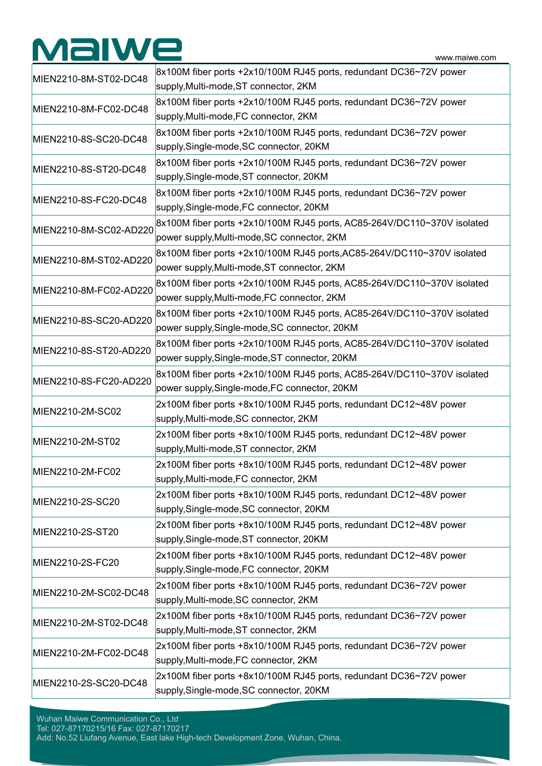| | |
|---|---|
| MIEN2210-8M-ST02-DC48 | 8x100M fiber ports +2x10/100M RJ45 ports, redundant DC36~72V power supply,Multi-mode,ST connector, 2KM |
| MIEN2210-8M-FC02-DC48 | 8x100M fiber ports +2x10/100M RJ45 ports, redundant DC36~72V power supply,Multi-mode,FC connector, 2KM |
| MIEN2210-8S-SC20-DC48 | 8x100M fiber ports +2x10/100M RJ45 ports, redundant DC36~72V power supply,Single-mode,SC connector, 20KM |
| MIEN2210-8S-ST20-DC48 | 8x100M fiber ports +2x10/100M RJ45 ports, redundant DC36~72V power supply,Single-mode,ST connector, 20KM |
| MIEN2210-8S-FC20-DC48 | 8x100M fiber ports +2x10/100M RJ45 ports, redundant DC36~72V power supply,Single-mode,FC connector, 20KM |
| MIEN2210-8M-SC02-AD220 | 8x100M fiber ports +2x10/100M RJ45 ports, AC85-264V/DC110~370V isolated power supply,Multi-mode,SC connector, 2KM |
| MIEN2210-8M-ST02-AD220 | 8x100M fiber ports +2x10/100M RJ45 ports,AC85-264V/DC110~370V isolated power supply,Multi-mode,ST connector, 2KM |
| MIEN2210-8M-FC02-AD220 | 8x100M fiber ports +2x10/100M RJ45 ports, AC85-264V/DC110~370V isolated power supply,Multi-mode,FC connector, 2KM |
| MIEN2210-8S-SC20-AD220 | 8x100M fiber ports +2x10/100M RJ45 ports, AC85-264V/DC110~370V isolated power supply,Single-mode,SC connector, 20KM |
| MIEN2210-8S-ST20-AD220 | 8x100M fiber ports +2x10/100M RJ45 ports, AC85-264V/DC110~370V isolated power supply,Single-mode,ST connector, 20KM |
| MIEN2210-8S-FC20-AD220 | 8x100M fiber ports +2x10/100M RJ45 ports, AC85-264V/DC110~370V isolated power supply,Single-mode,FC connector, 20KM |
| MIEN2210-2M-SC02 | 2x100M fiber ports +8x10/100M RJ45 ports, redundant DC12~48V power supply,Multi-mode,SC connector, 2KM |
| MIEN2210-2M-ST02 | 2x100M fiber ports +8x10/100M RJ45 ports, redundant DC12~48V power supply,Multi-mode,ST connector, 2KM |
| MIEN2210-2M-FC02 | 2x100M fiber ports +8x10/100M RJ45 ports, redundant DC12~48V power supply,Multi-mode,FC connector, 2KM |
| MIEN2210-2S-SC20 | 2x100M fiber ports +8x10/100M RJ45 ports, redundant DC12~48V power supply,Single-mode,SC connector, 20KM |
| MIEN2210-2S-ST20 | 2x100M fiber ports +8x10/100M RJ45 ports, redundant DC12~48V power supply,Single-mode,ST connector, 20KM |
| MIEN2210-2S-FC20 | 2x100M fiber ports +8x10/100M RJ45 ports, redundant DC12~48V power supply,Single-mode,FC connector, 20KM |
| MIEN2210-2M-SC02-DC48 | 2x100M fiber ports +8x10/100M RJ45 ports, redundant DC36~72V power supply,Multi-mode,SC connector, 2KM |
| MIEN2210-2M-ST02-DC48 | 2x100M fiber ports +8x10/100M RJ45 ports, redundant DC36~72V power supply,Multi-mode,ST connector, 2KM |
| MIEN2210-2M-FC02-DC48 | 2x100M fiber ports +8x10/100M RJ45 ports, redundant DC36~72V power supply,Multi-mode,FC connector, 2KM |
| MIEN2210-2S-SC20-DC48 | 2x100M fiber ports +8x10/100M RJ45 ports, redundant DC36~72V power supply,Single-mode,SC connector, 20KM |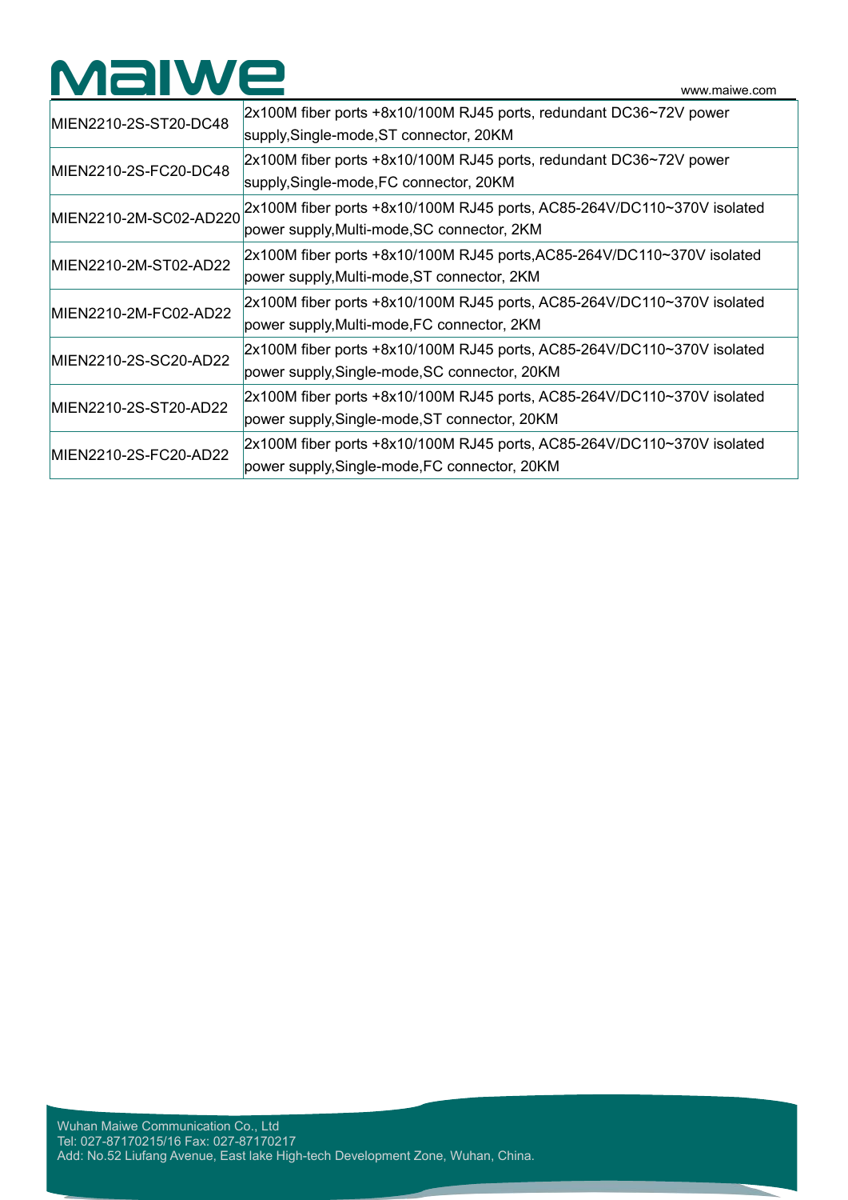| | |
|---|---|
| MIEN2210-2S-ST20-DC48 | 2x100M fiber ports +8x10/100M RJ45 ports, redundant DC36~72V power supply,Single-mode,ST connector, 20KM |
| MIEN2210-2S-FC20-DC48 | 2x100M fiber ports +8x10/100M RJ45 ports, redundant DC36~72V power supply,Single-mode,FC connector, 20KM |
| MIEN2210-2M-SC02-AD220 | 2x100M fiber ports +8x10/100M RJ45 ports, AC85-264V/DC110~370V isolated power supply,Multi-mode,SC connector, 2KM |
| MIEN2210-2M-ST02-AD22 | 2x100M fiber ports +8x10/100M RJ45 ports,AC85-264V/DC110~370V isolated power supply,Multi-mode,ST connector, 2KM |
| MIEN2210-2M-FC02-AD22 | 2x100M fiber ports +8x10/100M RJ45 ports, AC85-264V/DC110~370V isolated power supply,Multi-mode,FC connector, 2KM |
| MIEN2210-2S-SC20-AD22 | 2x100M fiber ports +8x10/100M RJ45 ports, AC85-264V/DC110~370V isolated power supply,Single-mode,SC connector, 20KM |
| MIEN2210-2S-ST20-AD22 | 2x100M fiber ports +8x10/100M RJ45 ports, AC85-264V/DC110~370V isolated power supply,Single-mode,ST connector, 20KM |
| MIEN2210-2S-FC20-AD22 | 2x100M fiber ports +8x10/100M RJ45 ports, AC85-264V/DC110~370V isolated power supply,Single-mode,FC connector, 20KM |